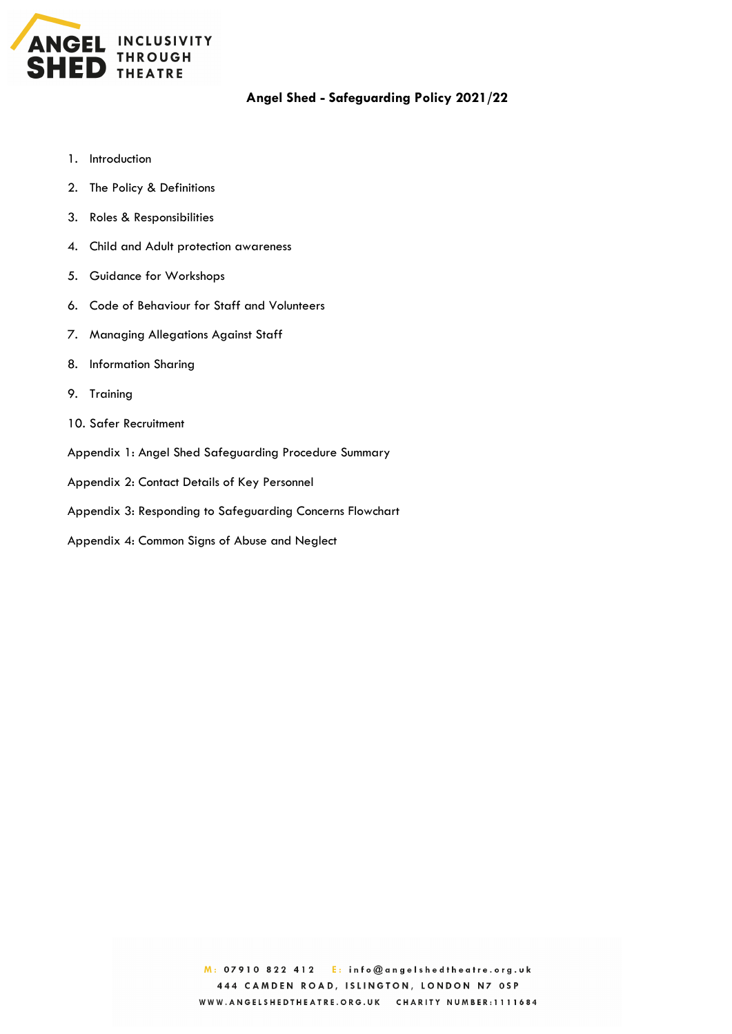ANGEL SHED INCLUSIVITY THROUGH THEATRE

# Angel Shed - Safeguarding Policy 2021/22

1. Introduction
2. The Policy & Definitions
3. Roles & Responsibilities
4. Child and Adult protection awareness
5. Guidance for Workshops
6. Code of Behaviour for Staff and Volunteers
7. Managing Allegations Against Staff
8. Information Sharing
9. Training
10. Safer Recruitment

Appendix 1: Angel Shed Safeguarding Procedure Summary

Appendix 2: Contact Details of Key Personnel

Appendix 3: Responding to Safeguarding Concerns Flowchart

Appendix 4: Common Signs of Abuse and Neglect

M: 07910 822 412 E: info@angelshedtheatre.org.uk
444 CAMDEN ROAD, ISLINGTON, LONDON N7 0SP
WWW.ANGELSHEDTHEATRE.ORG.UK CHARITY NUMBER:1111684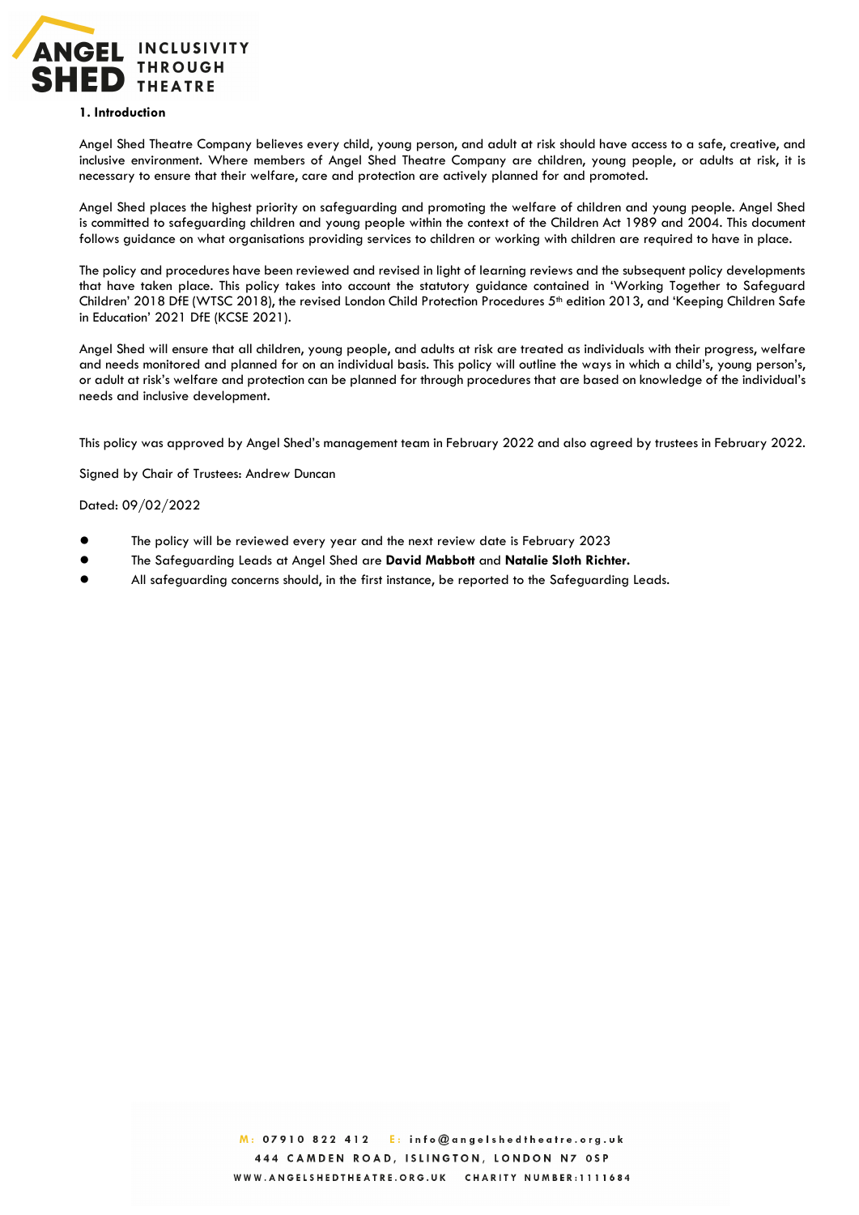**1. Introduction**

Angel Shed Theatre Company believes every child, young person, and adult at risk should have access to a safe, creative, and inclusive environment. Where members of Angel Shed Theatre Company are children, young people, or adults at risk, it is necessary to ensure that their welfare, care and protection are actively planned for and promoted.

Angel Shed places the highest priority on safeguarding and promoting the welfare of children and young people. Angel Shed is committed to safeguarding children and young people within the context of the Children Act 1989 and 2004. This document follows guidance on what organisations providing services to children or working with children are required to have in place.

The policy and procedures have been reviewed and revised in light of learning reviews and the subsequent policy developments that have taken place. This policy takes into account the statutory guidance contained in 'Working Together to Safeguard Children' 2018 DfE (WTSC 2018), the revised London Child Protection Procedures 5th edition 2013, and 'Keeping Children Safe in Education' 2021 DfE (KCSE 2021).

Angel Shed will ensure that all children, young people, and adults at risk are treated as individuals with their progress, welfare and needs monitored and planned for on an individual basis. This policy will outline the ways in which a child's, young person's, or adult at risk's welfare and protection can be planned for through procedures that are based on knowledge of the individual's needs and inclusive development.

This policy was approved by Angel Shed's management team in February 2022 and also agreed by trustees in February 2022.

Signed by Chair of Trustees: Andrew Duncan

Dated: 09/02/2022

- The policy will be reviewed every year and the next review date is February 2023
- The Safeguarding Leads at Angel Shed are **David Mabbott** and **Natalie Sloth Richter.**
- All safeguarding concerns should, in the first instance, be reported to the Safeguarding Leads.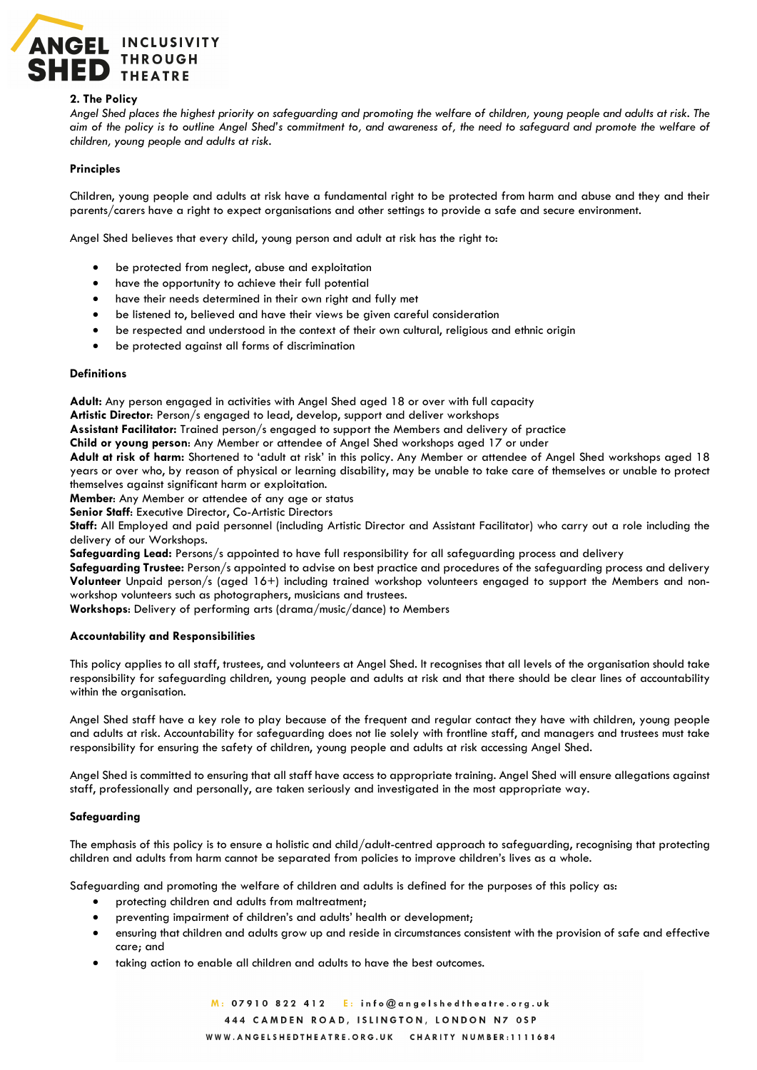## 2. The Policy

*Angel Shed places the highest priority on safeguarding and promoting the welfare of children, young people and adults at risk. The aim of the policy is to outline Angel Shed's commitment to, and awareness of, the need to safeguard and promote the welfare of children, young people and adults at risk.*

### Principles

Children, young people and adults at risk have a fundamental right to be protected from harm and abuse and they and their parents/carers have a right to expect organisations and other settings to provide a safe and secure environment.

Angel Shed believes that every child, young person and adult at risk has the right to:

- be protected from neglect, abuse and exploitation
- have the opportunity to achieve their full potential
- have their needs determined in their own right and fully met
- be listened to, believed and have their views be given careful consideration
- be respected and understood in the context of their own cultural, religious and ethnic origin
- be protected against all forms of discrimination

### Definitions

**Adult:** Any person engaged in activities with Angel Shed aged 18 or over with full capacity
**Artistic Director**: Person/s engaged to lead, develop, support and deliver workshops
**Assistant Facilitator:** Trained person/s engaged to support the Members and delivery of practice
**Child or young person**: Any Member or attendee of Angel Shed workshops aged 17 or under
**Adult at risk of harm:** Shortened to 'adult at risk' in this policy. Any Member or attendee of Angel Shed workshops aged 18 years or over who, by reason of physical or learning disability, may be unable to take care of themselves or unable to protect themselves against significant harm or exploitation.
**Member**: Any Member or attendee of any age or status
**Senior Staff**: Executive Director, Co-Artistic Directors
**Staff:** All Employed and paid personnel (including Artistic Director and Assistant Facilitator) who carry out a role including the delivery of our Workshops.
**Safeguarding Lead:** Persons/s appointed to have full responsibility for all safeguarding process and delivery
**Safeguarding Trustee:** Person/s appointed to advise on best practice and procedures of the safeguarding process and delivery
**Volunteer** Unpaid person/s (aged 16+) including trained workshop volunteers engaged to support the Members and non-workshop volunteers such as photographers, musicians and trustees.
**Workshops**: Delivery of performing arts (drama/music/dance) to Members

### Accountability and Responsibilities

This policy applies to all staff, trustees, and volunteers at Angel Shed. It recognises that all levels of the organisation should take responsibility for safeguarding children, young people and adults at risk and that there should be clear lines of accountability within the organisation.

Angel Shed staff have a key role to play because of the frequent and regular contact they have with children, young people and adults at risk. Accountability for safeguarding does not lie solely with frontline staff, and managers and trustees must take responsibility for ensuring the safety of children, young people and adults at risk accessing Angel Shed.

Angel Shed is committed to ensuring that all staff have access to appropriate training. Angel Shed will ensure allegations against staff, professionally and personally, are taken seriously and investigated in the most appropriate way.

### Safeguarding

The emphasis of this policy is to ensure a holistic and child/adult-centred approach to safeguarding, recognising that protecting children and adults from harm cannot be separated from policies to improve children's lives as a whole.

Safeguarding and promoting the welfare of children and adults is defined for the purposes of this policy as:

- protecting children and adults from maltreatment;
- preventing impairment of children's and adults' health or development;
- ensuring that children and adults grow up and reside in circumstances consistent with the provision of safe and effective care; and
- taking action to enable all children and adults to have the best outcomes.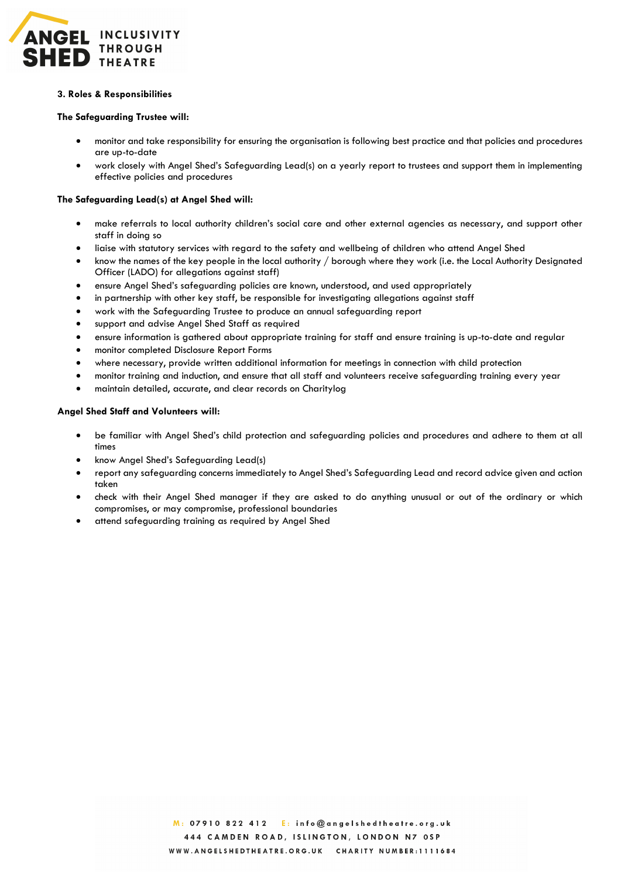### 3. Roles & Responsibilities

**The Safeguarding Trustee will:**

- monitor and take responsibility for ensuring the organisation is following best practice and that policies and procedures are up-to-date
- work closely with Angel Shed's Safeguarding Lead(s) on a yearly report to trustees and support them in implementing effective policies and procedures

**The Safeguarding Lead(s) at Angel Shed will:**

- make referrals to local authority children's social care and other external agencies as necessary, and support other staff in doing so
- liaise with statutory services with regard to the safety and wellbeing of children who attend Angel Shed
- know the names of the key people in the local authority / borough where they work (i.e. the Local Authority Designated Officer (LADO) for allegations against staff)
- ensure Angel Shed's safeguarding policies are known, understood, and used appropriately
- in partnership with other key staff, be responsible for investigating allegations against staff
- work with the Safeguarding Trustee to produce an annual safeguarding report
- support and advise Angel Shed Staff as required
- ensure information is gathered about appropriate training for staff and ensure training is up-to-date and regular
- monitor completed Disclosure Report Forms
- where necessary, provide written additional information for meetings in connection with child protection
- monitor training and induction, and ensure that all staff and volunteers receive safeguarding training every year
- maintain detailed, accurate, and clear records on Charitylog

**Angel Shed Staff and Volunteers will:**

- be familiar with Angel Shed's child protection and safeguarding policies and procedures and adhere to them at all times
- know Angel Shed's Safeguarding Lead(s)
- report any safeguarding concerns immediately to Angel Shed's Safeguarding Lead and record advice given and action taken
- check with their Angel Shed manager if they are asked to do anything unusual or out of the ordinary or which compromises, or may compromise, professional boundaries
- attend safeguarding training as required by Angel Shed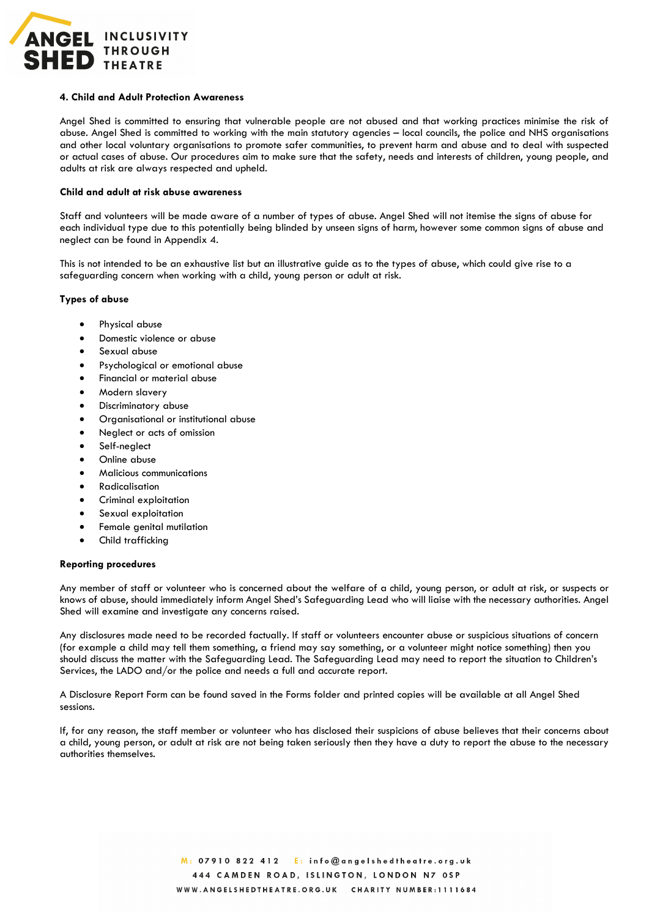## 4. Child and Adult Protection Awareness

Angel Shed is committed to ensuring that vulnerable people are not abused and that working practices minimise the risk of abuse. Angel Shed is committed to working with the main statutory agencies – local councils, the police and NHS organisations and other local voluntary organisations to promote safer communities, to prevent harm and abuse and to deal with suspected or actual cases of abuse. Our procedures aim to make sure that the safety, needs and interests of children, young people, and adults at risk are always respected and upheld.

### Child and adult at risk abuse awareness

Staff and volunteers will be made aware of a number of types of abuse. Angel Shed will not itemise the signs of abuse for each individual type due to this potentially being blinded by unseen signs of harm, however some common signs of abuse and neglect can be found in Appendix 4.

This is not intended to be an exhaustive list but an illustrative guide as to the types of abuse, which could give rise to a safeguarding concern when working with a child, young person or adult at risk.

### Types of abuse

- Physical abuse
- Domestic violence or abuse
- Sexual abuse
- Psychological or emotional abuse
- Financial or material abuse
- Modern slavery
- Discriminatory abuse
- Organisational or institutional abuse
- Neglect or acts of omission
- Self-neglect
- Online abuse
- Malicious communications
- Radicalisation
- Criminal exploitation
- Sexual exploitation
- Female genital mutilation
- Child trafficking

### Reporting procedures

Any member of staff or volunteer who is concerned about the welfare of a child, young person, or adult at risk, or suspects or knows of abuse, should immediately inform Angel Shed's Safeguarding Lead who will liaise with the necessary authorities. Angel Shed will examine and investigate any concerns raised.

Any disclosures made need to be recorded factually. If staff or volunteers encounter abuse or suspicious situations of concern (for example a child may tell them something, a friend may say something, or a volunteer might notice something) then you should discuss the matter with the Safeguarding Lead. The Safeguarding Lead may need to report the situation to Children's Services, the LADO and/or the police and needs a full and accurate report.

A Disclosure Report Form can be found saved in the Forms folder and printed copies will be available at all Angel Shed sessions.

If, for any reason, the staff member or volunteer who has disclosed their suspicions of abuse believes that their concerns about a child, young person, or adult at risk are not being taken seriously then they have a duty to report the abuse to the necessary authorities themselves.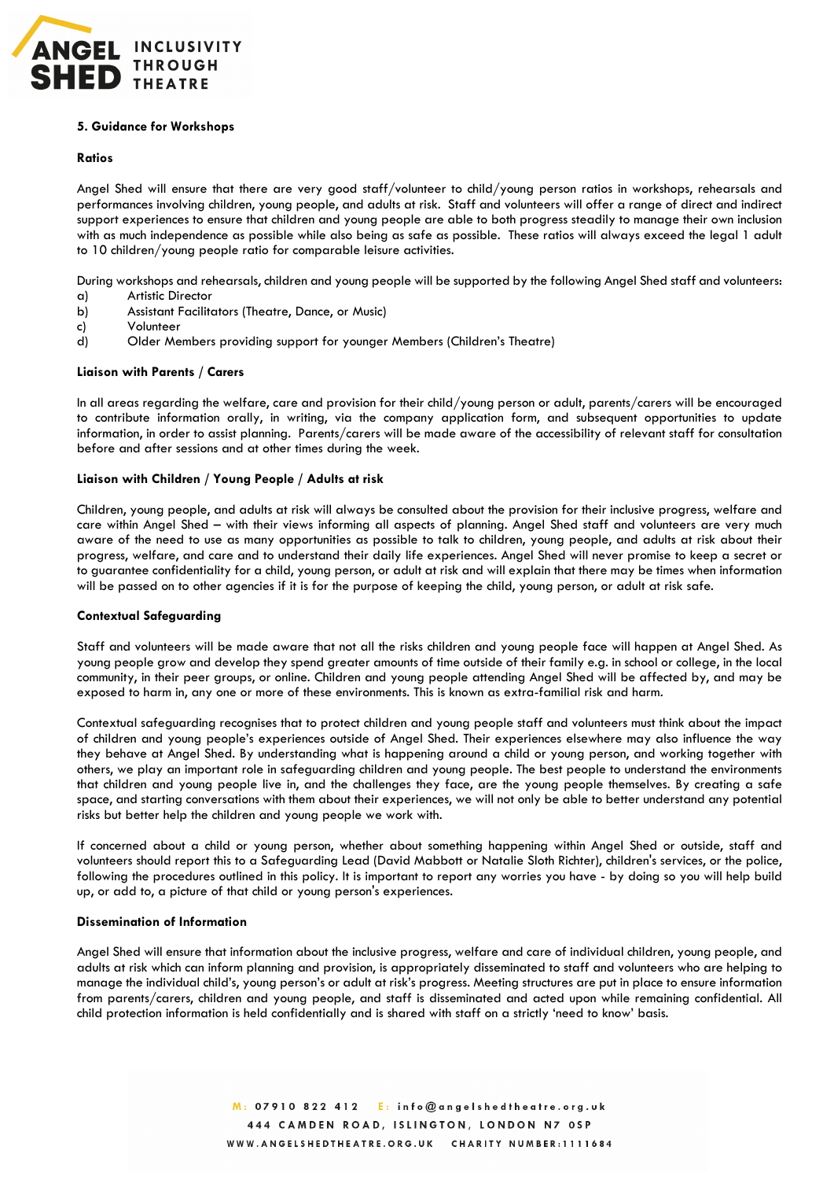## 5. Guidance for Workshops

### Ratios

Angel Shed will ensure that there are very good staff/volunteer to child/young person ratios in workshops, rehearsals and performances involving children, young people, and adults at risk. Staff and volunteers will offer a range of direct and indirect support experiences to ensure that children and young people are able to both progress steadily to manage their own inclusion with as much independence as possible while also being as safe as possible. These ratios will always exceed the legal 1 adult to 10 children/young people ratio for comparable leisure activities.

During workshops and rehearsals, children and young people will be supported by the following Angel Shed staff and volunteers:

a) Artistic Director
b) Assistant Facilitators (Theatre, Dance, or Music)
c) Volunteer
d) Older Members providing support for younger Members (Children's Theatre)

### Liaison with Parents / Carers

In all areas regarding the welfare, care and provision for their child/young person or adult, parents/carers will be encouraged to contribute information orally, in writing, via the company application form, and subsequent opportunities to update information, in order to assist planning. Parents/carers will be made aware of the accessibility of relevant staff for consultation before and after sessions and at other times during the week.

### Liaison with Children / Young People / Adults at risk

Children, young people, and adults at risk will always be consulted about the provision for their inclusive progress, welfare and care within Angel Shed – with their views informing all aspects of planning. Angel Shed staff and volunteers are very much aware of the need to use as many opportunities as possible to talk to children, young people, and adults at risk about their progress, welfare, and care and to understand their daily life experiences. Angel Shed will never promise to keep a secret or to guarantee confidentiality for a child, young person, or adult at risk and will explain that there may be times when information will be passed on to other agencies if it is for the purpose of keeping the child, young person, or adult at risk safe.

### Contextual Safeguarding

Staff and volunteers will be made aware that not all the risks children and young people face will happen at Angel Shed. As young people grow and develop they spend greater amounts of time outside of their family e.g. in school or college, in the local community, in their peer groups, or online. Children and young people attending Angel Shed will be affected by, and may be exposed to harm in, any one or more of these environments. This is known as extra-familial risk and harm.

Contextual safeguarding recognises that to protect children and young people staff and volunteers must think about the impact of children and young people's experiences outside of Angel Shed. Their experiences elsewhere may also influence the way they behave at Angel Shed. By understanding what is happening around a child or young person, and working together with others, we play an important role in safeguarding children and young people. The best people to understand the environments that children and young people live in, and the challenges they face, are the young people themselves. By creating a safe space, and starting conversations with them about their experiences, we will not only be able to better understand any potential risks but better help the children and young people we work with.

If concerned about a child or young person, whether about something happening within Angel Shed or outside, staff and volunteers should report this to a Safeguarding Lead (David Mabbott or Natalie Sloth Richter), children's services, or the police, following the procedures outlined in this policy. It is important to report any worries you have - by doing so you will help build up, or add to, a picture of that child or young person's experiences.

### Dissemination of Information

Angel Shed will ensure that information about the inclusive progress, welfare and care of individual children, young people, and adults at risk which can inform planning and provision, is appropriately disseminated to staff and volunteers who are helping to manage the individual child's, young person's or adult at risk's progress. Meeting structures are put in place to ensure information from parents/carers, children and young people, and staff is disseminated and acted upon while remaining confidential. All child protection information is held confidentially and is shared with staff on a strictly 'need to know' basis.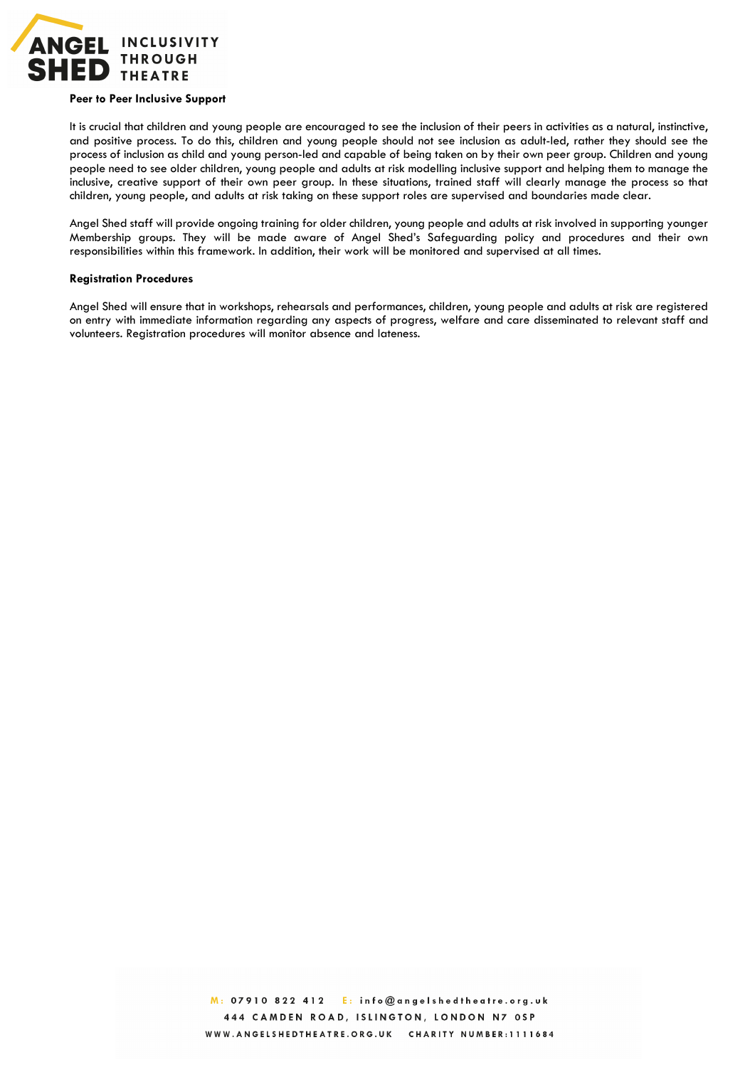**Peer to Peer Inclusive Support**

It is crucial that children and young people are encouraged to see the inclusion of their peers in activities as a natural, instinctive, and positive process. To do this, children and young people should not see inclusion as adult-led, rather they should see the process of inclusion as child and young person-led and capable of being taken on by their own peer group. Children and young people need to see older children, young people and adults at risk modelling inclusive support and helping them to manage the inclusive, creative support of their own peer group. In these situations, trained staff will clearly manage the process so that children, young people, and adults at risk taking on these support roles are supervised and boundaries made clear.

Angel Shed staff will provide ongoing training for older children, young people and adults at risk involved in supporting younger Membership groups. They will be made aware of Angel Shed's Safeguarding policy and procedures and their own responsibilities within this framework. In addition, their work will be monitored and supervised at all times.

**Registration Procedures**

Angel Shed will ensure that in workshops, rehearsals and performances, children, young people and adults at risk are registered on entry with immediate information regarding any aspects of progress, welfare and care disseminated to relevant staff and volunteers. Registration procedures will monitor absence and lateness.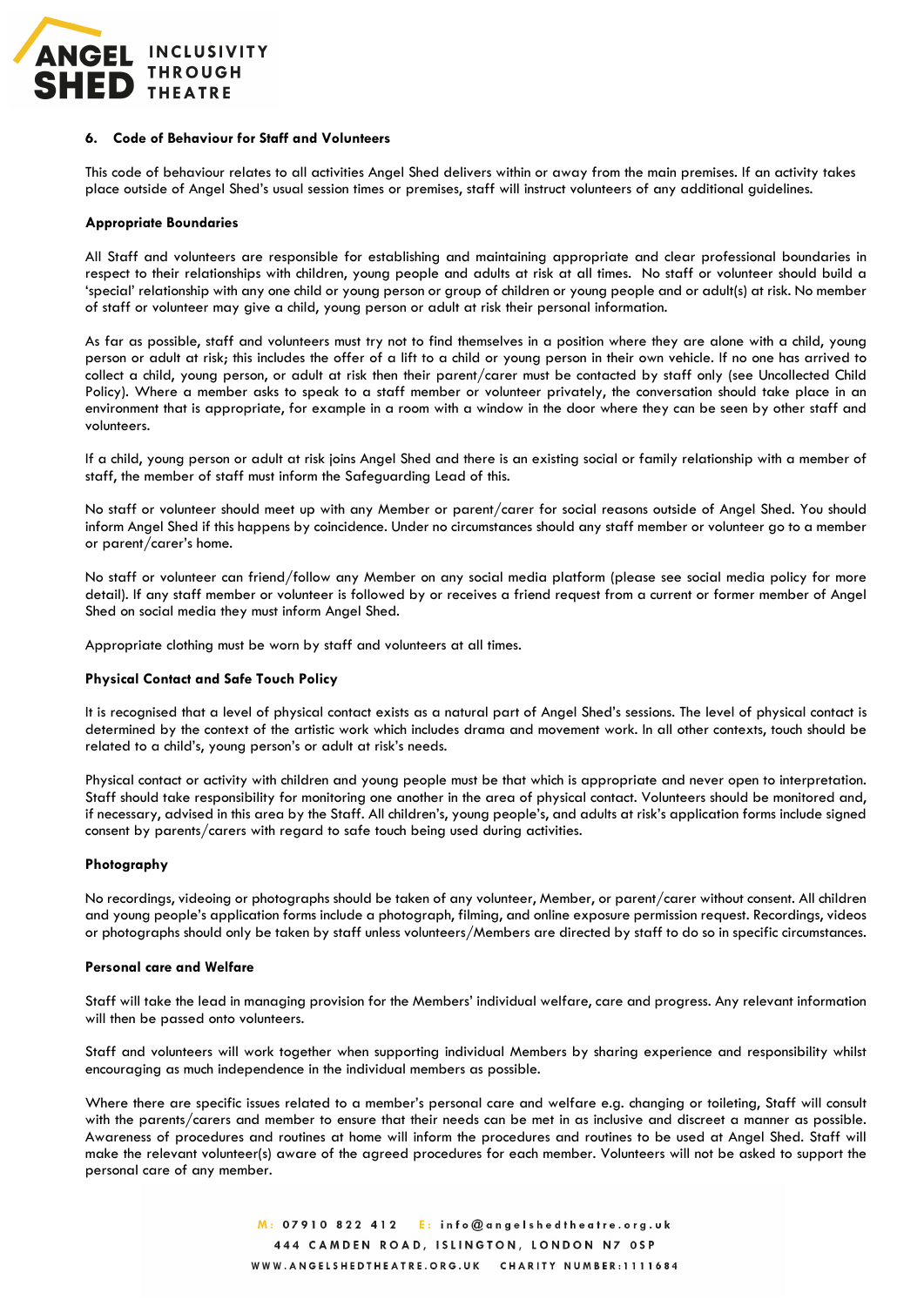### 6. Code of Behaviour for Staff and Volunteers

This code of behaviour relates to all activities Angel Shed delivers within or away from the main premises. If an activity takes place outside of Angel Shed's usual session times or premises, staff will instruct volunteers of any additional guidelines.

**Appropriate Boundaries**

All Staff and volunteers are responsible for establishing and maintaining appropriate and clear professional boundaries in respect to their relationships with children, young people and adults at risk at all times. No staff or volunteer should build a 'special' relationship with any one child or young person or group of children or young people and or adult(s) at risk. No member of staff or volunteer may give a child, young person or adult at risk their personal information.

As far as possible, staff and volunteers must try not to find themselves in a position where they are alone with a child, young person or adult at risk; this includes the offer of a lift to a child or young person in their own vehicle. If no one has arrived to collect a child, young person, or adult at risk then their parent/carer must be contacted by staff only (see Uncollected Child Policy). Where a member asks to speak to a staff member or volunteer privately, the conversation should take place in an environment that is appropriate, for example in a room with a window in the door where they can be seen by other staff and volunteers.

If a child, young person or adult at risk joins Angel Shed and there is an existing social or family relationship with a member of staff, the member of staff must inform the Safeguarding Lead of this.

No staff or volunteer should meet up with any Member or parent/carer for social reasons outside of Angel Shed. You should inform Angel Shed if this happens by coincidence. Under no circumstances should any staff member or volunteer go to a member or parent/carer's home.

No staff or volunteer can friend/follow any Member on any social media platform (please see social media policy for more detail). If any staff member or volunteer is followed by or receives a friend request from a current or former member of Angel Shed on social media they must inform Angel Shed.

Appropriate clothing must be worn by staff and volunteers at all times.

**Physical Contact and Safe Touch Policy**

It is recognised that a level of physical contact exists as a natural part of Angel Shed's sessions. The level of physical contact is determined by the context of the artistic work which includes drama and movement work. In all other contexts, touch should be related to a child's, young person's or adult at risk's needs.

Physical contact or activity with children and young people must be that which is appropriate and never open to interpretation. Staff should take responsibility for monitoring one another in the area of physical contact. Volunteers should be monitored and, if necessary, advised in this area by the Staff. All children's, young people's, and adults at risk's application forms include signed consent by parents/carers with regard to safe touch being used during activities.

**Photography**

No recordings, videoing or photographs should be taken of any volunteer, Member, or parent/carer without consent. All children and young people's application forms include a photograph, filming, and online exposure permission request. Recordings, videos or photographs should only be taken by staff unless volunteers/Members are directed by staff to do so in specific circumstances.

**Personal care and Welfare**

Staff will take the lead in managing provision for the Members' individual welfare, care and progress. Any relevant information will then be passed onto volunteers.

Staff and volunteers will work together when supporting individual Members by sharing experience and responsibility whilst encouraging as much independence in the individual members as possible.

Where there are specific issues related to a member's personal care and welfare e.g. changing or toileting, Staff will consult with the parents/carers and member to ensure that their needs can be met in as inclusive and discreet a manner as possible. Awareness of procedures and routines at home will inform the procedures and routines to be used at Angel Shed. Staff will make the relevant volunteer(s) aware of the agreed procedures for each member. Volunteers will not be asked to support the personal care of any member.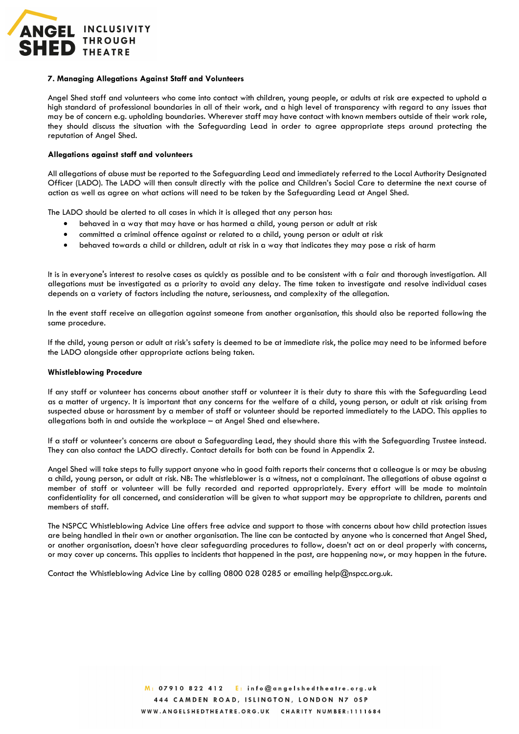### 7. Managing Allegations Against Staff and Volunteers

Angel Shed staff and volunteers who come into contact with children, young people, or adults at risk are expected to uphold a high standard of professional boundaries in all of their work, and a high level of transparency with regard to any issues that may be of concern e.g. upholding boundaries. Wherever staff may have contact with known members outside of their work role, they should discuss the situation with the Safeguarding Lead in order to agree appropriate steps around protecting the reputation of Angel Shed.

#### Allegations against staff and volunteers

All allegations of abuse must be reported to the Safeguarding Lead and immediately referred to the Local Authority Designated Officer (LADO). The LADO will then consult directly with the police and Children's Social Care to determine the next course of action as well as agree on what actions will need to be taken by the Safeguarding Lead at Angel Shed.

The LADO should be alerted to all cases in which it is alleged that any person has:

- behaved in a way that may have or has harmed a child, young person or adult at risk
- committed a criminal offence against or related to a child, young person or adult at risk
- behaved towards a child or children, adult at risk in a way that indicates they may pose a risk of harm

It is in everyone's interest to resolve cases as quickly as possible and to be consistent with a fair and thorough investigation. All allegations must be investigated as a priority to avoid any delay. The time taken to investigate and resolve individual cases depends on a variety of factors including the nature, seriousness, and complexity of the allegation.

In the event staff receive an allegation against someone from another organisation, this should also be reported following the same procedure.

If the child, young person or adult at risk's safety is deemed to be at immediate risk, the police may need to be informed before the LADO alongside other appropriate actions being taken.

#### Whistleblowing Procedure

If any staff or volunteer has concerns about another staff or volunteer it is their duty to share this with the Safeguarding Lead as a matter of urgency. It is important that any concerns for the welfare of a child, young person, or adult at risk arising from suspected abuse or harassment by a member of staff or volunteer should be reported immediately to the LADO. This applies to allegations both in and outside the workplace – at Angel Shed and elsewhere.

If a staff or volunteer's concerns are about a Safeguarding Lead, they should share this with the Safeguarding Trustee instead. They can also contact the LADO directly. Contact details for both can be found in Appendix 2.

Angel Shed will take steps to fully support anyone who in good faith reports their concerns that a colleague is or may be abusing a child, young person, or adult at risk. NB: The whistleblower is a witness, not a complainant. The allegations of abuse against a member of staff or volunteer will be fully recorded and reported appropriately. Every effort will be made to maintain confidentiality for all concerned, and consideration will be given to what support may be appropriate to children, parents and members of staff.

The NSPCC Whistleblowing Advice Line offers free advice and support to those with concerns about how child protection issues are being handled in their own or another organisation. The line can be contacted by anyone who is concerned that Angel Shed, or another organisation, doesn't have clear safeguarding procedures to follow, doesn't act on or deal properly with concerns, or may cover up concerns. This applies to incidents that happened in the past, are happening now, or may happen in the future.

Contact the Whistleblowing Advice Line by calling 0800 028 0285 or emailing help@nspcc.org.uk.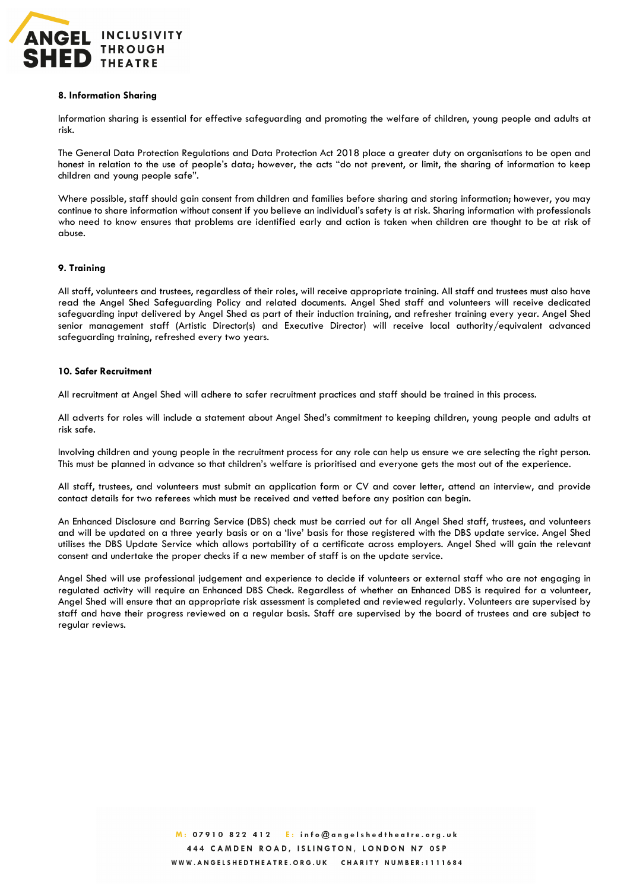### 8. Information Sharing

Information sharing is essential for effective safeguarding and promoting the welfare of children, young people and adults at risk.

The General Data Protection Regulations and Data Protection Act 2018 place a greater duty on organisations to be open and honest in relation to the use of people's data; however, the acts "do not prevent, or limit, the sharing of information to keep children and young people safe".

Where possible, staff should gain consent from children and families before sharing and storing information; however, you may continue to share information without consent if you believe an individual's safety is at risk. Sharing information with professionals who need to know ensures that problems are identified early and action is taken when children are thought to be at risk of abuse.

### 9. Training

All staff, volunteers and trustees, regardless of their roles, will receive appropriate training. All staff and trustees must also have read the Angel Shed Safeguarding Policy and related documents. Angel Shed staff and volunteers will receive dedicated safeguarding input delivered by Angel Shed as part of their induction training, and refresher training every year. Angel Shed senior management staff (Artistic Director(s) and Executive Director) will receive local authority/equivalent advanced safeguarding training, refreshed every two years.

### 10. Safer Recruitment

All recruitment at Angel Shed will adhere to safer recruitment practices and staff should be trained in this process.

All adverts for roles will include a statement about Angel Shed's commitment to keeping children, young people and adults at risk safe.

Involving children and young people in the recruitment process for any role can help us ensure we are selecting the right person. This must be planned in advance so that children's welfare is prioritised and everyone gets the most out of the experience.

All staff, trustees, and volunteers must submit an application form or CV and cover letter, attend an interview, and provide contact details for two referees which must be received and vetted before any position can begin.

An Enhanced Disclosure and Barring Service (DBS) check must be carried out for all Angel Shed staff, trustees, and volunteers and will be updated on a three yearly basis or on a 'live' basis for those registered with the DBS update service. Angel Shed utilises the DBS Update Service which allows portability of a certificate across employers. Angel Shed will gain the relevant consent and undertake the proper checks if a new member of staff is on the update service.

Angel Shed will use professional judgement and experience to decide if volunteers or external staff who are not engaging in regulated activity will require an Enhanced DBS Check. Regardless of whether an Enhanced DBS is required for a volunteer, Angel Shed will ensure that an appropriate risk assessment is completed and reviewed regularly. Volunteers are supervised by staff and have their progress reviewed on a regular basis. Staff are supervised by the board of trustees and are subject to regular reviews.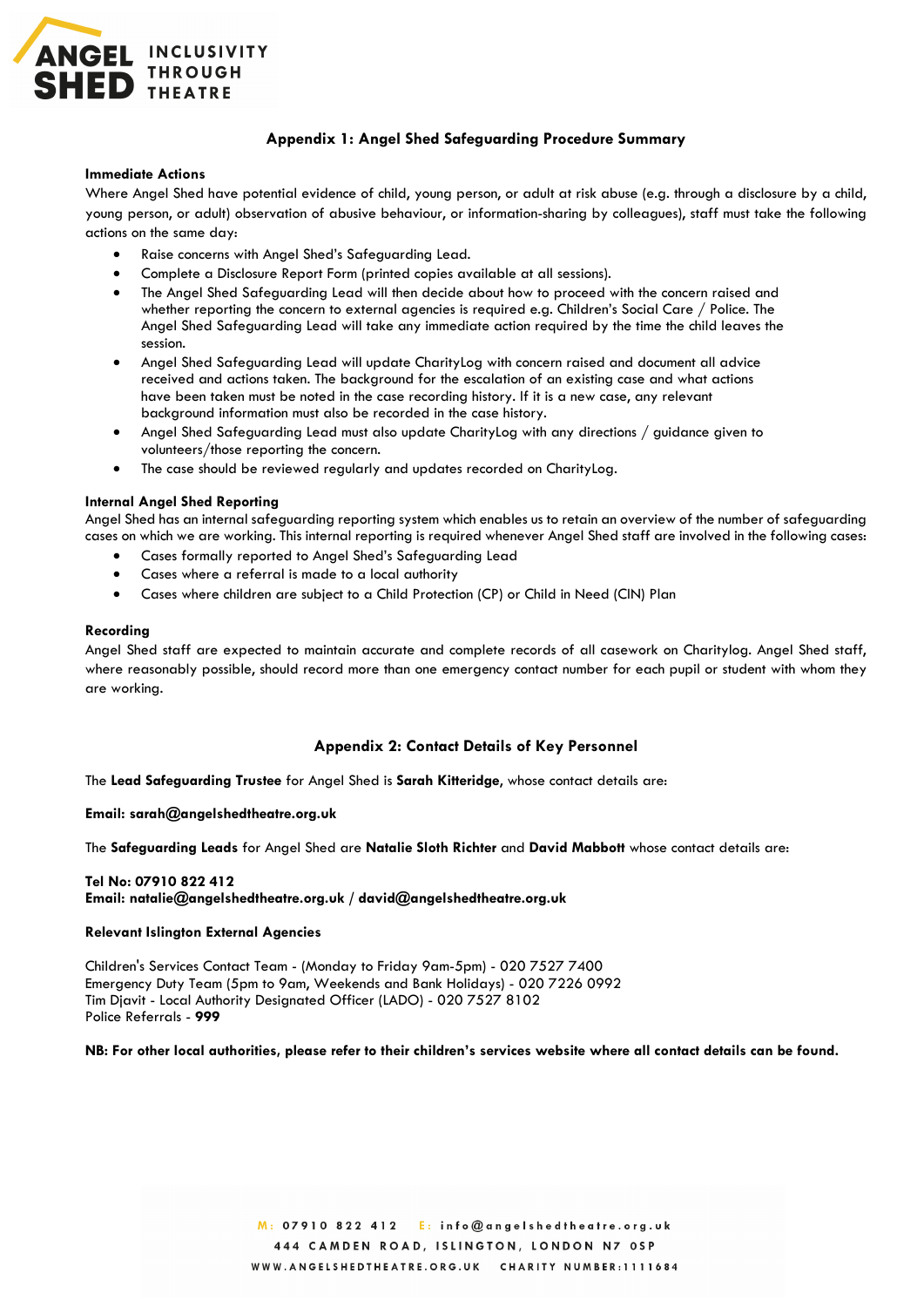## Appendix 1: Angel Shed Safeguarding Procedure Summary

**Immediate Actions**

Where Angel Shed have potential evidence of child, young person, or adult at risk abuse (e.g. through a disclosure by a child, young person, or adult) observation of abusive behaviour, or information-sharing by colleagues), staff must take the following actions on the same day:

- Raise concerns with Angel Shed's Safeguarding Lead.
- Complete a Disclosure Report Form (printed copies available at all sessions).
- The Angel Shed Safeguarding Lead will then decide about how to proceed with the concern raised and whether reporting the concern to external agencies is required e.g. Children's Social Care / Police. The Angel Shed Safeguarding Lead will take any immediate action required by the time the child leaves the session.
- Angel Shed Safeguarding Lead will update CharityLog with concern raised and document all advice received and actions taken. The background for the escalation of an existing case and what actions have been taken must be noted in the case recording history. If it is a new case, any relevant background information must also be recorded in the case history.
- Angel Shed Safeguarding Lead must also update CharityLog with any directions / guidance given to volunteers/those reporting the concern.
- The case should be reviewed regularly and updates recorded on CharityLog.

**Internal Angel Shed Reporting**

Angel Shed has an internal safeguarding reporting system which enables us to retain an overview of the number of safeguarding cases on which we are working. This internal reporting is required whenever Angel Shed staff are involved in the following cases:

- Cases formally reported to Angel Shed's Safeguarding Lead
- Cases where a referral is made to a local authority
- Cases where children are subject to a Child Protection (CP) or Child in Need (CIN) Plan

**Recording**

Angel Shed staff are expected to maintain accurate and complete records of all casework on Charitylog. Angel Shed staff, where reasonably possible, should record more than one emergency contact number for each pupil or student with whom they are working.

## Appendix 2: Contact Details of Key Personnel

The **Lead Safeguarding Trustee** for Angel Shed is **Sarah Kitteridge**, whose contact details are:

**Email: sarah@angelshedtheatre.org.uk**

The **Safeguarding Leads** for Angel Shed are **Natalie Sloth Richter** and **David Mabbott** whose contact details are:

**Tel No: 07910 822 412**
**Email: natalie@angelshedtheatre.org.uk / david@angelshedtheatre.org.uk**

**Relevant Islington External Agencies**

Children's Services Contact Team - (Monday to Friday 9am-5pm) - 020 7527 7400
Emergency Duty Team (5pm to 9am, Weekends and Bank Holidays) - 020 7226 0992
Tim Djavit - Local Authority Designated Officer (LADO) - 020 7527 8102
Police Referrals - **999**

**NB: For other local authorities, please refer to their children's services website where all contact details can be found.**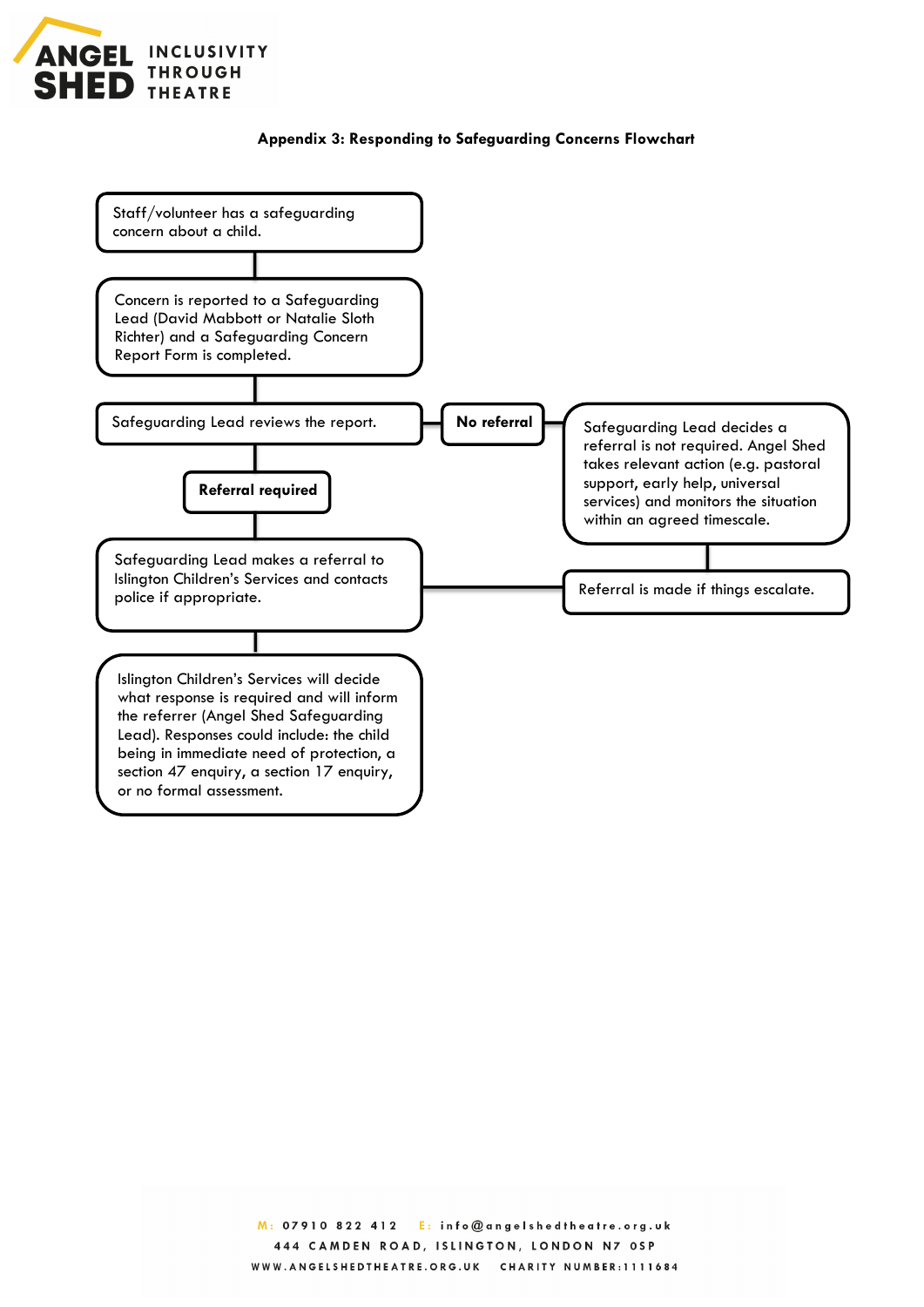**Appendix 3: Responding to Safeguarding Concerns Flowchart**

Staff/volunteer has a safeguarding concern about a child.

Concern is reported to a Safeguarding Lead (David Mabbott or Natalie Sloth Richter) and a Safeguarding Concern Report Form is completed.

Safeguarding Lead reviews the report.

**No referral**

Safeguarding Lead decides a referral is not required. Angel Shed takes relevant action (e.g. pastoral support, early help, universal services) and monitors the situation within an agreed timescale.

Referral is made if things escalate.

**Referral required**

Safeguarding Lead makes a referral to Islington Children's Services and contacts police if appropriate.

Islington Children's Services will decide what response is required and will inform the referrer (Angel Shed Safeguarding Lead). Responses could include: the child being in immediate need of protection, a section 47 enquiry, a section 17 enquiry, or no formal assessment.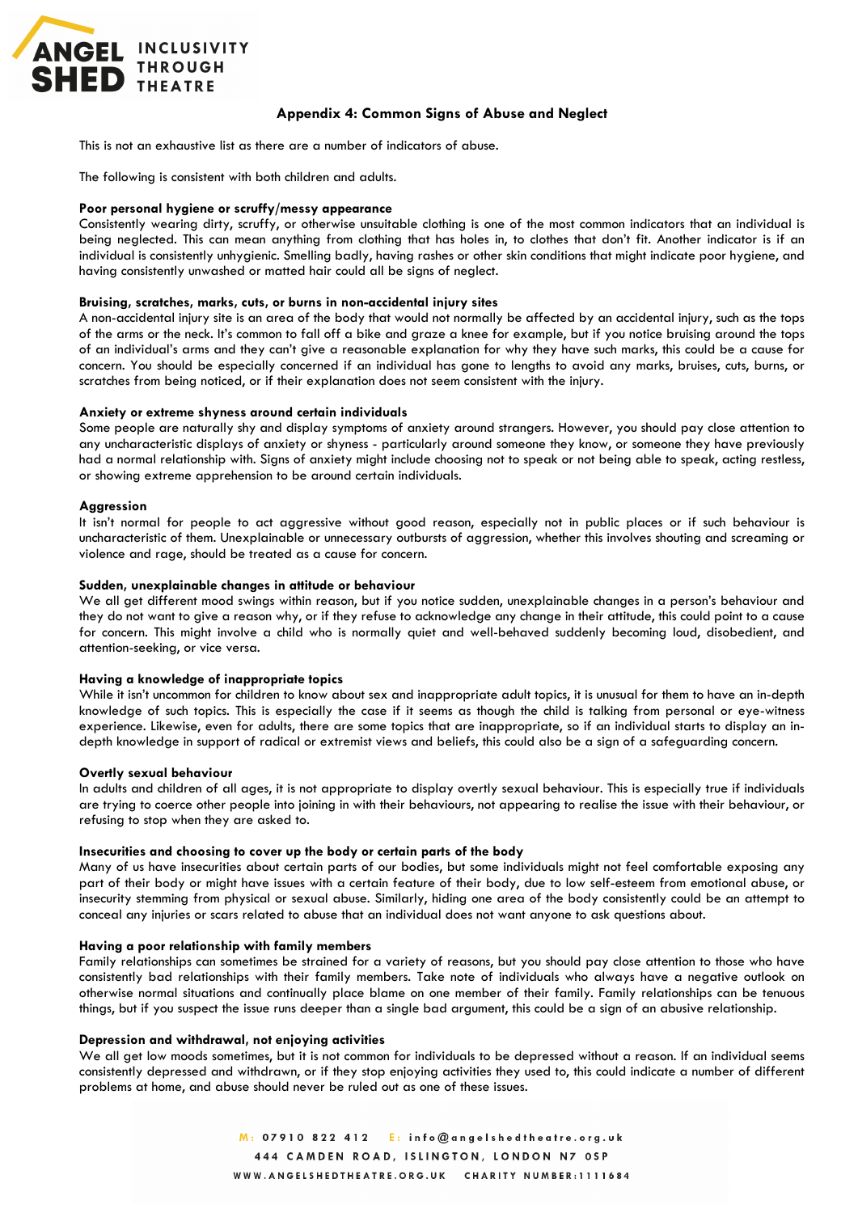## Appendix 4: Common Signs of Abuse and Neglect

This is not an exhaustive list as there are a number of indicators of abuse.

The following is consistent with both children and adults.

**Poor personal hygiene or scruffy/messy appearance**
Consistently wearing dirty, scruffy, or otherwise unsuitable clothing is one of the most common indicators that an individual is being neglected. This can mean anything from clothing that has holes in, to clothes that don't fit. Another indicator is if an individual is consistently unhygienic. Smelling badly, having rashes or other skin conditions that might indicate poor hygiene, and having consistently unwashed or matted hair could all be signs of neglect.

**Bruising, scratches, marks, cuts, or burns in non-accidental injury sites**
A non-accidental injury site is an area of the body that would not normally be affected by an accidental injury, such as the tops of the arms or the neck. It's common to fall off a bike and graze a knee for example, but if you notice bruising around the tops of an individual's arms and they can't give a reasonable explanation for why they have such marks, this could be a cause for concern. You should be especially concerned if an individual has gone to lengths to avoid any marks, bruises, cuts, burns, or scratches from being noticed, or if their explanation does not seem consistent with the injury.

**Anxiety or extreme shyness around certain individuals**
Some people are naturally shy and display symptoms of anxiety around strangers. However, you should pay close attention to any uncharacteristic displays of anxiety or shyness - particularly around someone they know, or someone they have previously had a normal relationship with. Signs of anxiety might include choosing not to speak or not being able to speak, acting restless, or showing extreme apprehension to be around certain individuals.

**Aggression**
It isn't normal for people to act aggressive without good reason, especially not in public places or if such behaviour is uncharacteristic of them. Unexplainable or unnecessary outbursts of aggression, whether this involves shouting and screaming or violence and rage, should be treated as a cause for concern.

**Sudden, unexplainable changes in attitude or behaviour**
We all get different mood swings within reason, but if you notice sudden, unexplainable changes in a person's behaviour and they do not want to give a reason why, or if they refuse to acknowledge any change in their attitude, this could point to a cause for concern. This might involve a child who is normally quiet and well-behaved suddenly becoming loud, disobedient, and attention-seeking, or vice versa.

**Having a knowledge of inappropriate topics**
While it isn't uncommon for children to know about sex and inappropriate adult topics, it is unusual for them to have an in-depth knowledge of such topics. This is especially the case if it seems as though the child is talking from personal or eye-witness experience. Likewise, even for adults, there are some topics that are inappropriate, so if an individual starts to display an in-depth knowledge in support of radical or extremist views and beliefs, this could also be a sign of a safeguarding concern.

**Overtly sexual behaviour**
In adults and children of all ages, it is not appropriate to display overtly sexual behaviour. This is especially true if individuals are trying to coerce other people into joining in with their behaviours, not appearing to realise the issue with their behaviour, or refusing to stop when they are asked to.

**Insecurities and choosing to cover up the body or certain parts of the body**
Many of us have insecurities about certain parts of our bodies, but some individuals might not feel comfortable exposing any part of their body or might have issues with a certain feature of their body, due to low self-esteem from emotional abuse, or insecurity stemming from physical or sexual abuse. Similarly, hiding one area of the body consistently could be an attempt to conceal any injuries or scars related to abuse that an individual does not want anyone to ask questions about.

**Having a poor relationship with family members**
Family relationships can sometimes be strained for a variety of reasons, but you should pay close attention to those who have consistently bad relationships with their family members. Take note of individuals who always have a negative outlook on otherwise normal situations and continually place blame on one member of their family. Family relationships can be tenuous things, but if you suspect the issue runs deeper than a single bad argument, this could be a sign of an abusive relationship.

**Depression and withdrawal, not enjoying activities**
We all get low moods sometimes, but it is not common for individuals to be depressed without a reason. If an individual seems consistently depressed and withdrawn, or if they stop enjoying activities they used to, this could indicate a number of different problems at home, and abuse should never be ruled out as one of these issues.